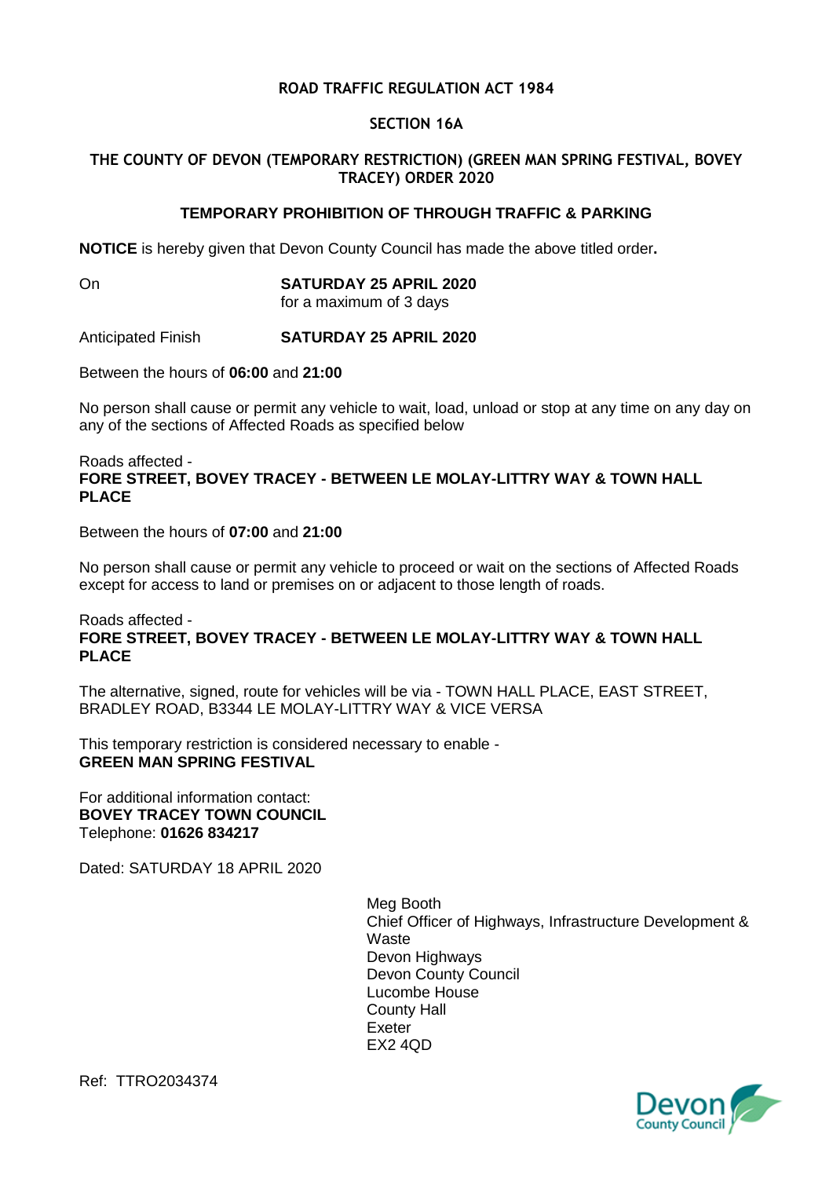# ROAD TRAFFIC REGULATION ACT 1984

## SECTION 16A

## THE COUNTY OF DEVON (TEMPORARY RESTRICTION) (GREEN MAN SPRING FESTIVAL, BOVEY TRACEY) ORDER 2020

### TEMPORARY PROHIBITION OF THROUGH TRAFFIC & PARKING

**NOTICE** is hereby given that Devon County Council has made the above titled order**.**

On **SATURDAY 25 APRIL 2020**
for a maximum of 3 days

Anticipated Finish **SATURDAY 25 APRIL 2020**

Between the hours of **06:00** and **21:00**

No person shall cause or permit any vehicle to wait, load, unload or stop at any time on any day on any of the sections of Affected Roads as specified below

Roads affected -
**FORE STREET, BOVEY TRACEY - BETWEEN LE MOLAY-LITTRY WAY & TOWN HALL PLACE**

Between the hours of **07:00** and **21:00**

No person shall cause or permit any vehicle to proceed or wait on the sections of Affected Roads except for access to land or premises on or adjacent to those length of roads.

Roads affected -
**FORE STREET, BOVEY TRACEY - BETWEEN LE MOLAY-LITTRY WAY & TOWN HALL PLACE**

The alternative, signed, route for vehicles will be via - TOWN HALL PLACE, EAST STREET, BRADLEY ROAD, B3344 LE MOLAY-LITTRY WAY & VICE VERSA

This temporary restriction is considered necessary to enable -
**GREEN MAN SPRING FESTIVAL**

For additional information contact:
**BOVEY TRACEY TOWN COUNCIL**
Telephone: **01626 834217**

Dated: SATURDAY 18 APRIL 2020

Meg Booth
Chief Officer of Highways, Infrastructure Development & Waste
Devon Highways
Devon County Council
Lucombe House
County Hall
Exeter
EX2 4QD

Ref: TTRO2034374

Devon County Council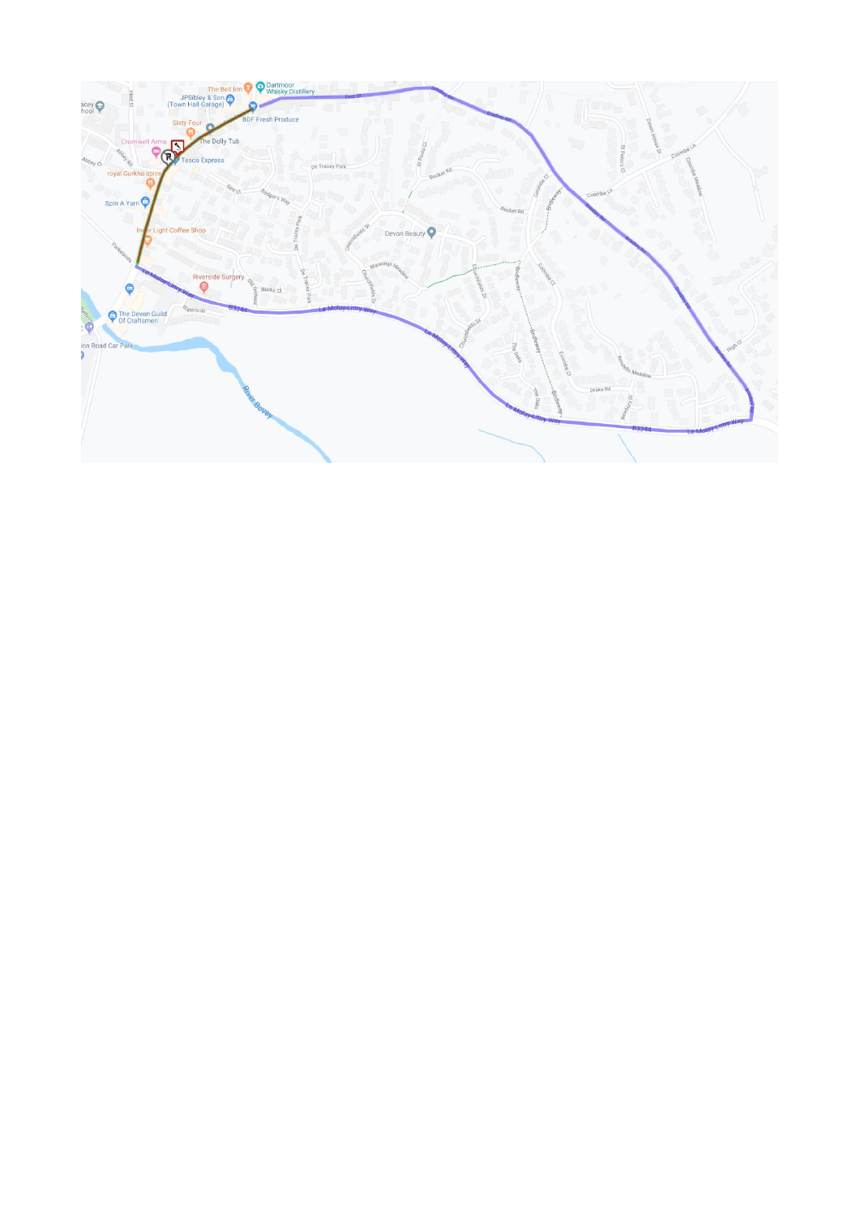The Bell Inn
Dartmoor Whisky Distillery
JPSibley & Son (Town Hall Garage)
BDF Fresh Produce
Sixty Four
The Dolly Tub
Cromwell Arms
Tesco Express
royal Gurkha spice
Spin A Yarn
Inner Light Coffee Shop
Riverside Surgery
The Devon Guild Of Craftsmen
Station Road Car Park
River Bovey
Devon Beauty
Le Molay-Littry Way
B3344
Fore St
Bradley Rd
Becket Rd
Coombe Ln
Coombe Meadow
Drake Rd
High Cl
The Oaks
Bridleway
Churchfields Dr
Mannings Meadow
De Tracey Park
Badgers Way
Blacks Cl
Riverside
Parkelands
St Pauls Cl
St Peters Cl
Coombe Cl
Coombe Dr
Reddicliffs Meadow
Abbey Rd
Mill St